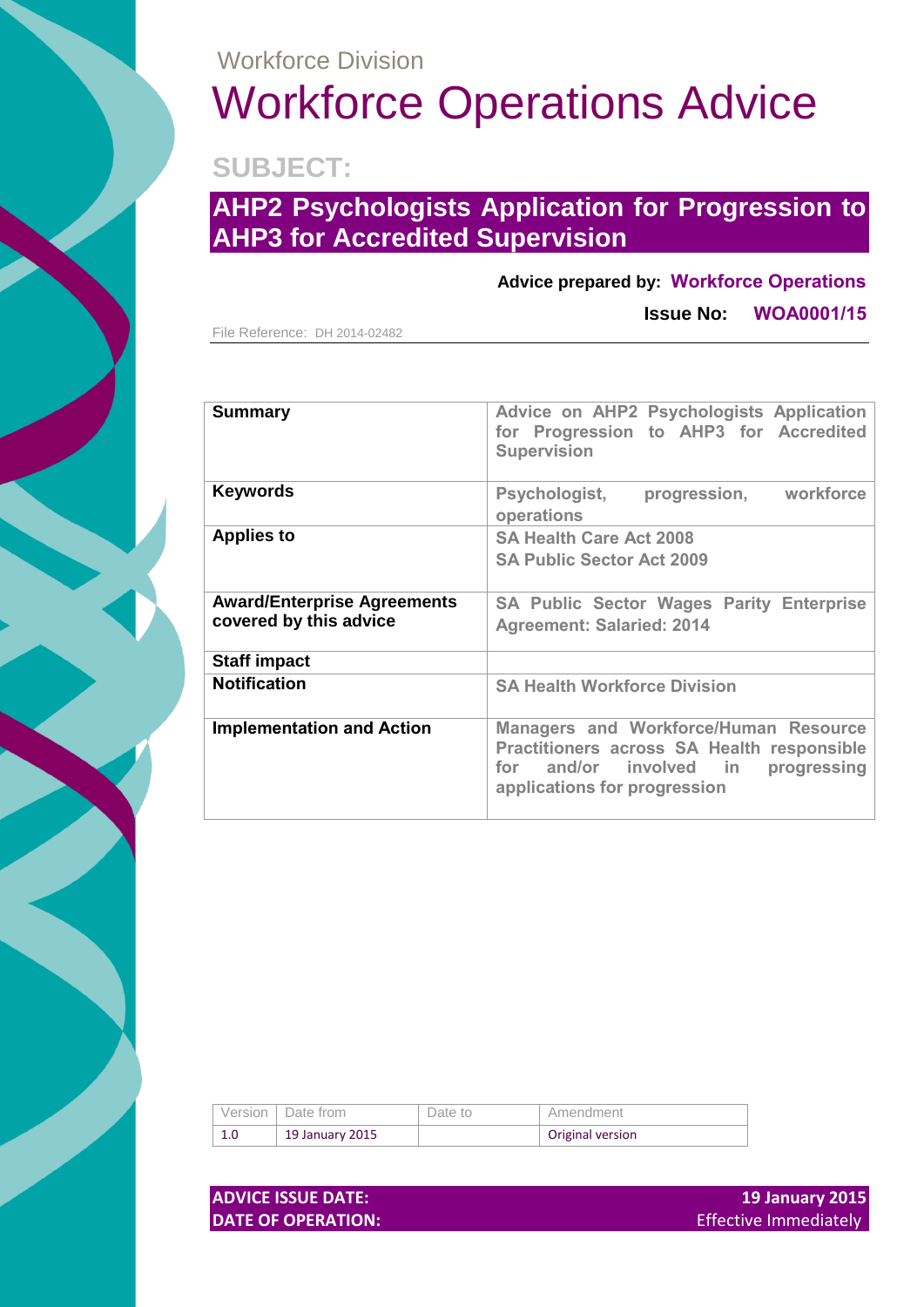Workforce Division

# Workforce Operations Advice

## SUBJECT:

## AHP2 Psychologists Application for Progression to AHP3 for Accredited Supervision

**Advice prepared by: Workforce Operations**

**Issue No: WOA0001/15**

File Reference: DH 2014-02482

| | |
|---|---|
| **Summary** | Advice on AHP2 Psychologists Application for Progression to AHP3 for Accredited Supervision |
| **Keywords** | Psychologist, progression, workforce operations |
| **Applies to** | SA Health Care Act 2008<br>SA Public Sector Act 2009 |
| **Award/Enterprise Agreements covered by this advice** | SA Public Sector Wages Parity Enterprise Agreement: Salaried: 2014 |
| **Staff impact** | |
| **Notification** | SA Health Workforce Division |
| **Implementation and Action** | Managers and Workforce/Human Resource Practitioners across SA Health responsible for and/or involved in progressing applications for progression |

| Version | Date from | Date to | Amendment |
|---|---|---|---|
| 1.0 | 19 January 2015 | | Original version |

| | |
|---|---|
| **ADVICE ISSUE DATE:** | **19 January 2015** |
| **DATE OF OPERATION:** | Effective Immediately |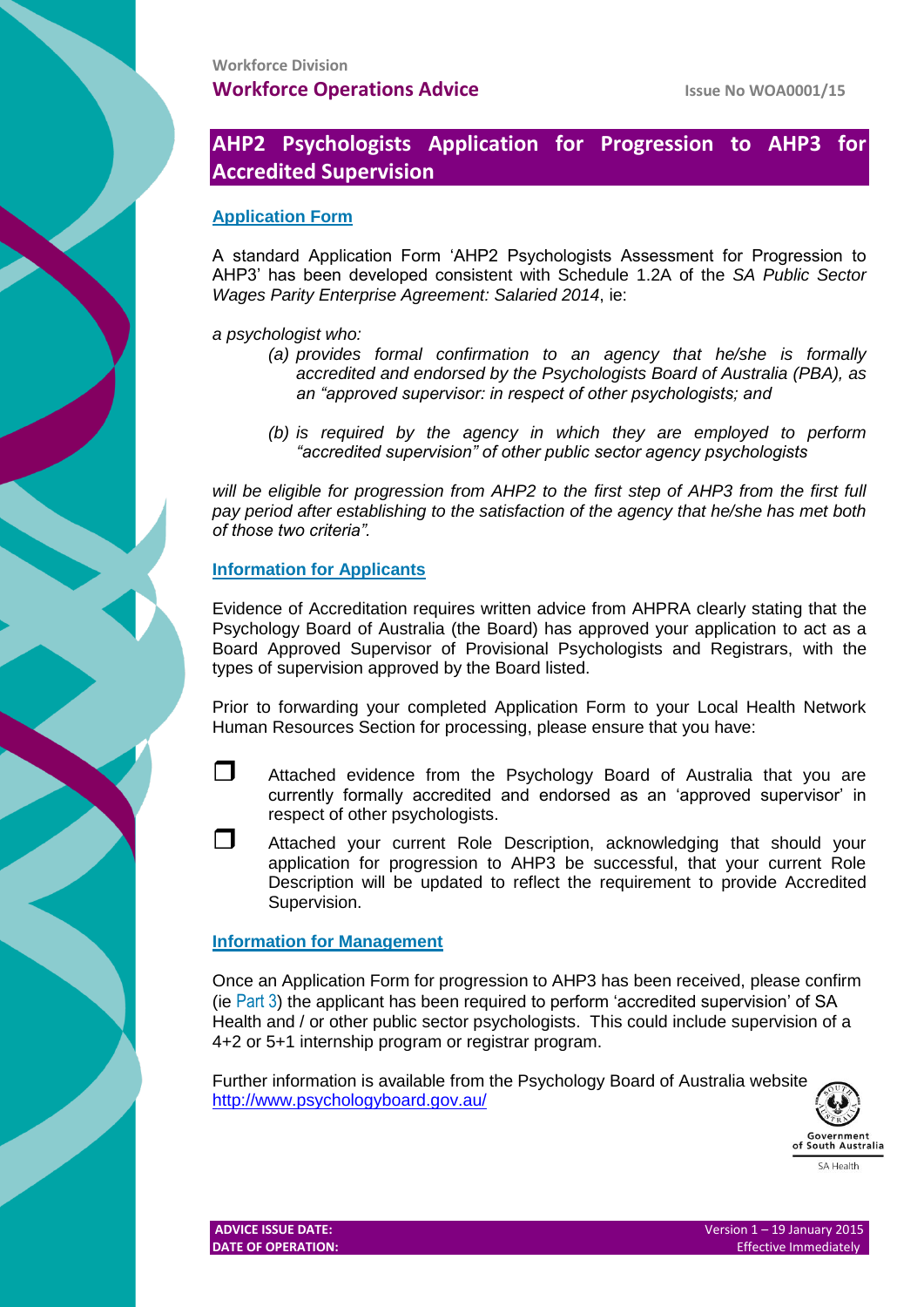Workforce Division

**Workforce Operations Advice**

**Issue No WOA0001/15**

# AHP2 Psychologists Application for Progression to AHP3 for Accredited Supervision

## Application Form

A standard Application Form 'AHP2 Psychologists Assessment for Progression to AHP3' has been developed consistent with Schedule 1.2A of the *SA Public Sector Wages Parity Enterprise Agreement: Salaried 2014*, ie:

*a psychologist who:*

> *(a) provides formal confirmation to an agency that he/she is formally accredited and endorsed by the Psychologists Board of Australia (PBA), as an "approved supervisor: in respect of other psychologists; and*
>
> *(b) is required by the agency in which they are employed to perform "accredited supervision" of other public sector agency psychologists*

*will be eligible for progression from AHP2 to the first step of AHP3 from the first full pay period after establishing to the satisfaction of the agency that he/she has met both of those two criteria".*

## Information for Applicants

Evidence of Accreditation requires written advice from AHPRA clearly stating that the Psychology Board of Australia (the Board) has approved your application to act as a Board Approved Supervisor of Provisional Psychologists and Registrars, with the types of supervision approved by the Board listed.

Prior to forwarding your completed Application Form to your Local Health Network Human Resources Section for processing, please ensure that you have:

- ❒ Attached evidence from the Psychology Board of Australia that you are currently formally accredited and endorsed as an 'approved supervisor' in respect of other psychologists.
- ❒ Attached your current Role Description, acknowledging that should your application for progression to AHP3 be successful, that your current Role Description will be updated to reflect the requirement to provide Accredited Supervision.

## Information for Management

Once an Application Form for progression to AHP3 has been received, please confirm (ie Part 3) the applicant has been required to perform 'accredited supervision' of SA Health and / or other public sector psychologists. This could include supervision of a 4+2 or 5+1 internship program or registrar program.

Further information is available from the Psychology Board of Australia website http://www.psychologyboard.gov.au/

Government of South Australia

SA Health

| **ADVICE ISSUE DATE:** | Version 1 – 19 January 2015 |
|---|---|
| **DATE OF OPERATION:** | Effective Immediately |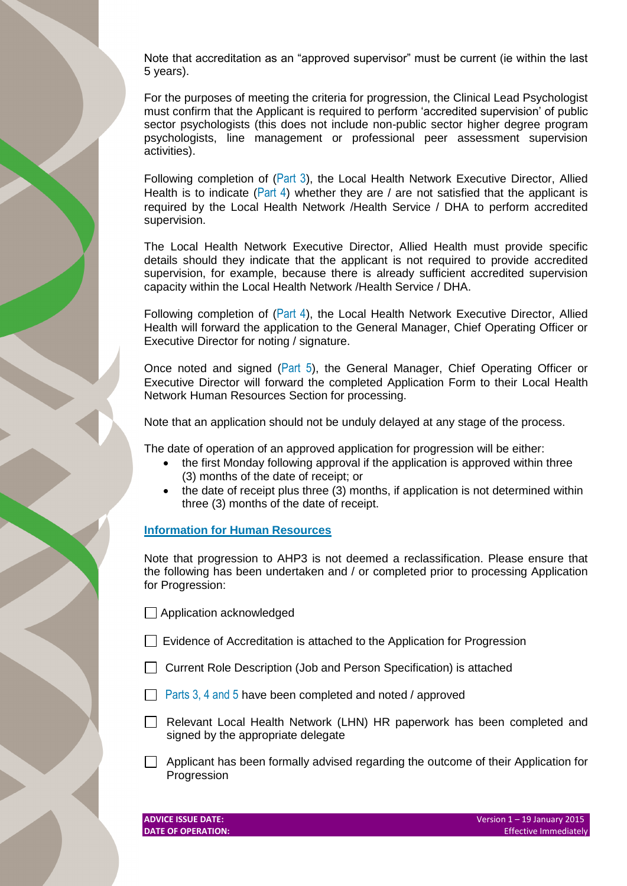Note that accreditation as an "approved supervisor" must be current (ie within the last 5 years).

For the purposes of meeting the criteria for progression, the Clinical Lead Psychologist must confirm that the Applicant is required to perform 'accredited supervision' of public sector psychologists (this does not include non-public sector higher degree program psychologists, line management or professional peer assessment supervision activities).

Following completion of (Part 3), the Local Health Network Executive Director, Allied Health is to indicate (Part 4) whether they are / are not satisfied that the applicant is required by the Local Health Network /Health Service / DHA to perform accredited supervision.

The Local Health Network Executive Director, Allied Health must provide specific details should they indicate that the applicant is not required to provide accredited supervision, for example, because there is already sufficient accredited supervision capacity within the Local Health Network /Health Service / DHA.

Following completion of (Part 4), the Local Health Network Executive Director, Allied Health will forward the application to the General Manager, Chief Operating Officer or Executive Director for noting / signature.

Once noted and signed (Part 5), the General Manager, Chief Operating Officer or Executive Director will forward the completed Application Form to their Local Health Network Human Resources Section for processing.

Note that an application should not be unduly delayed at any stage of the process.

The date of operation of an approved application for progression will be either:

- the first Monday following approval if the application is approved within three (3) months of the date of receipt; or
- the date of receipt plus three (3) months, if application is not determined within three (3) months of the date of receipt.

## Information for Human Resources

Note that progression to AHP3 is not deemed a reclassification. Please ensure that the following has been undertaken and / or completed prior to processing Application for Progression:

- [ ] Application acknowledged
- [ ] Evidence of Accreditation is attached to the Application for Progression
- [ ] Current Role Description (Job and Person Specification) is attached
- [ ] Parts 3, 4 and 5 have been completed and noted / approved
- [ ] Relevant Local Health Network (LHN) HR paperwork has been completed and signed by the appropriate delegate
- [ ] Applicant has been formally advised regarding the outcome of their Application for Progression

| ADVICE ISSUE DATE: | Version 1 – 19 January 2015 |
|---|---|
| DATE OF OPERATION: | Effective Immediately |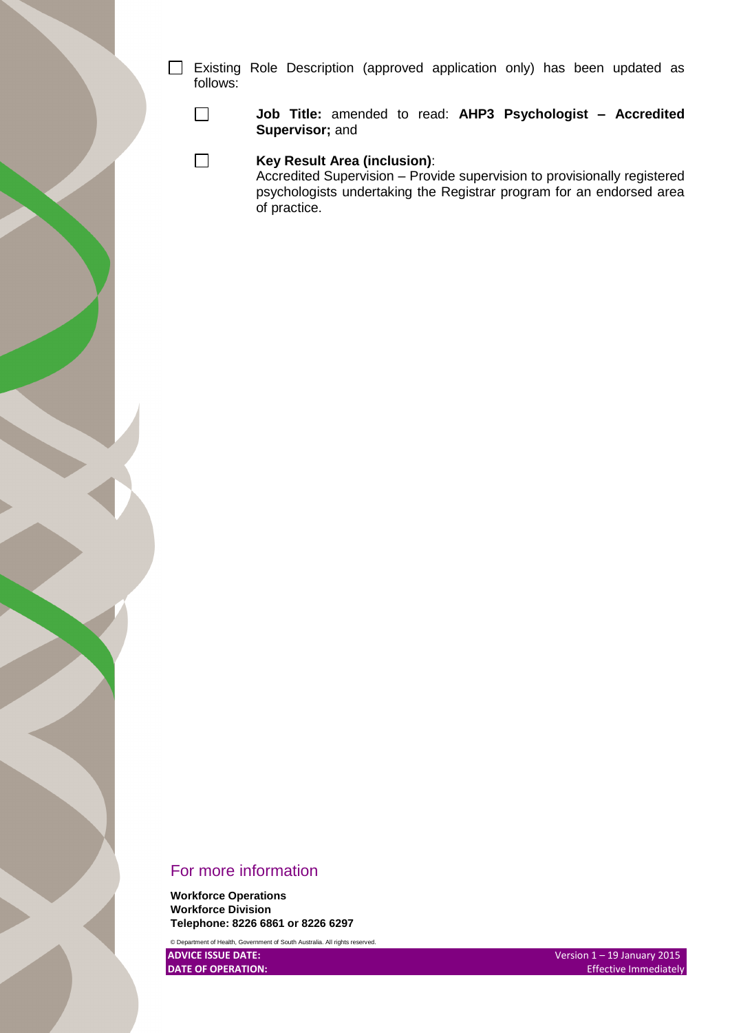- [ ] Existing Role Description (approved application only) has been updated as follows:

  - [ ] **Job Title:** amended to read: **AHP3 Psychologist – Accredited Supervisor;** and

  - [ ] **Key Result Area (inclusion)**:
    Accredited Supervision – Provide supervision to provisionally registered psychologists undertaking the Registrar program for an endorsed area of practice.

## For more information

**Workforce Operations**
**Workforce Division**
**Telephone: 8226 6861 or 8226 6297**

© Department of Health, Government of South Australia. All rights reserved.

| | |
|---|---|
| **ADVICE ISSUE DATE:** | Version 1 – 19 January 2015 |
| **DATE OF OPERATION:** | Effective Immediately |